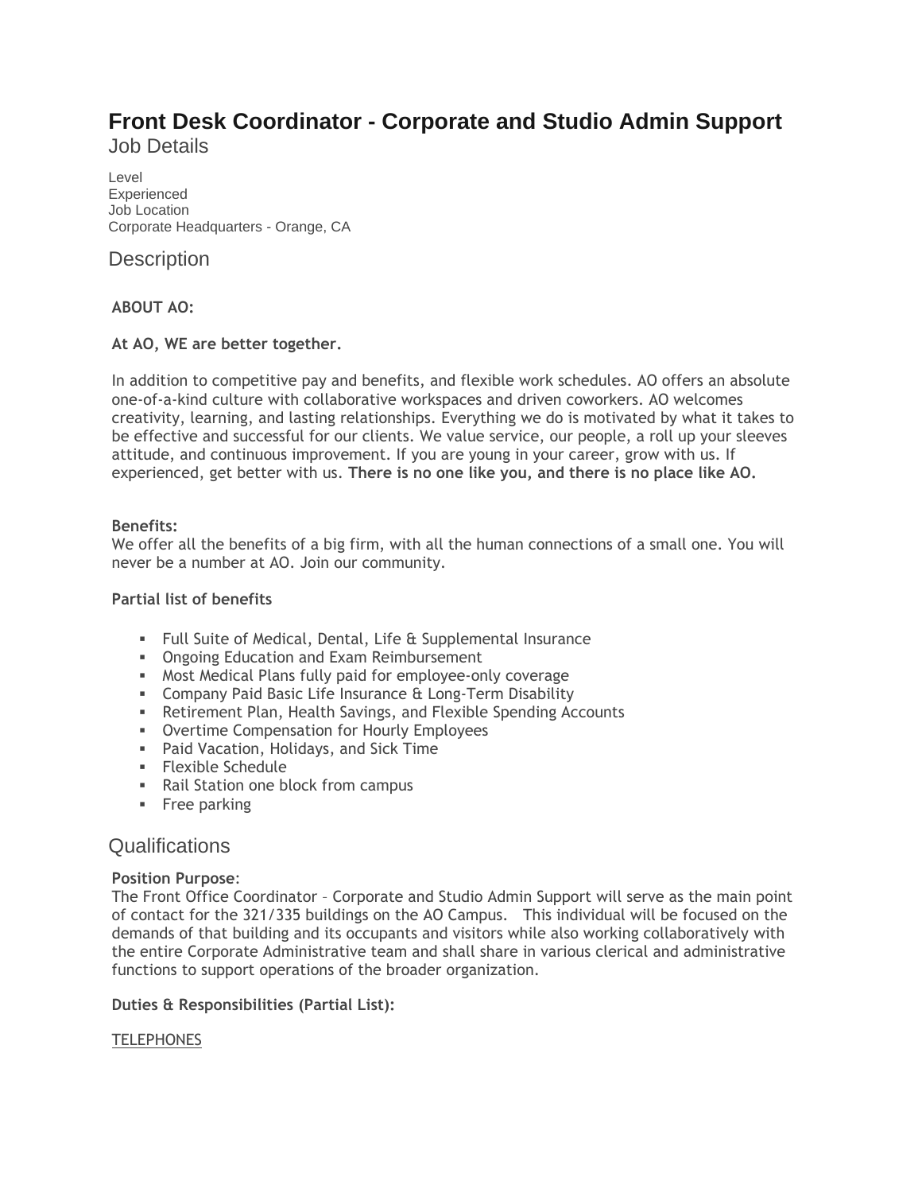# Front Desk Coordinator - Corporate and Studio Admin Support

## Job Details

Level
Experienced
Job Location
Corporate Headquarters - Orange, CA

## Description

**ABOUT AO:**

**At AO, WE are better together.**

In addition to competitive pay and benefits, and flexible work schedules. AO offers an absolute one-of-a-kind culture with collaborative workspaces and driven coworkers. AO welcomes creativity, learning, and lasting relationships. Everything we do is motivated by what it takes to be effective and successful for our clients. We value service, our people, a roll up your sleeves attitude, and continuous improvement. If you are young in your career, grow with us. If experienced, get better with us. **There is no one like you, and there is no place like AO.**

**Benefits:**
We offer all the benefits of a big firm, with all the human connections of a small one. You will never be a number at AO. Join our community.

**Partial list of benefits**

- Full Suite of Medical, Dental, Life & Supplemental Insurance
- Ongoing Education and Exam Reimbursement
- Most Medical Plans fully paid for employee-only coverage
- Company Paid Basic Life Insurance & Long-Term Disability
- Retirement Plan, Health Savings, and Flexible Spending Accounts
- Overtime Compensation for Hourly Employees
- Paid Vacation, Holidays, and Sick Time
- Flexible Schedule
- Rail Station one block from campus
- Free parking

## Qualifications

**Position Purpose**:
The Front Office Coordinator – Corporate and Studio Admin Support will serve as the main point of contact for the 321/335 buildings on the AO Campus. This individual will be focused on the demands of that building and its occupants and visitors while also working collaboratively with the entire Corporate Administrative team and shall share in various clerical and administrative functions to support operations of the broader organization.

**Duties & Responsibilities (Partial List):**

<u>TELEPHONES</u>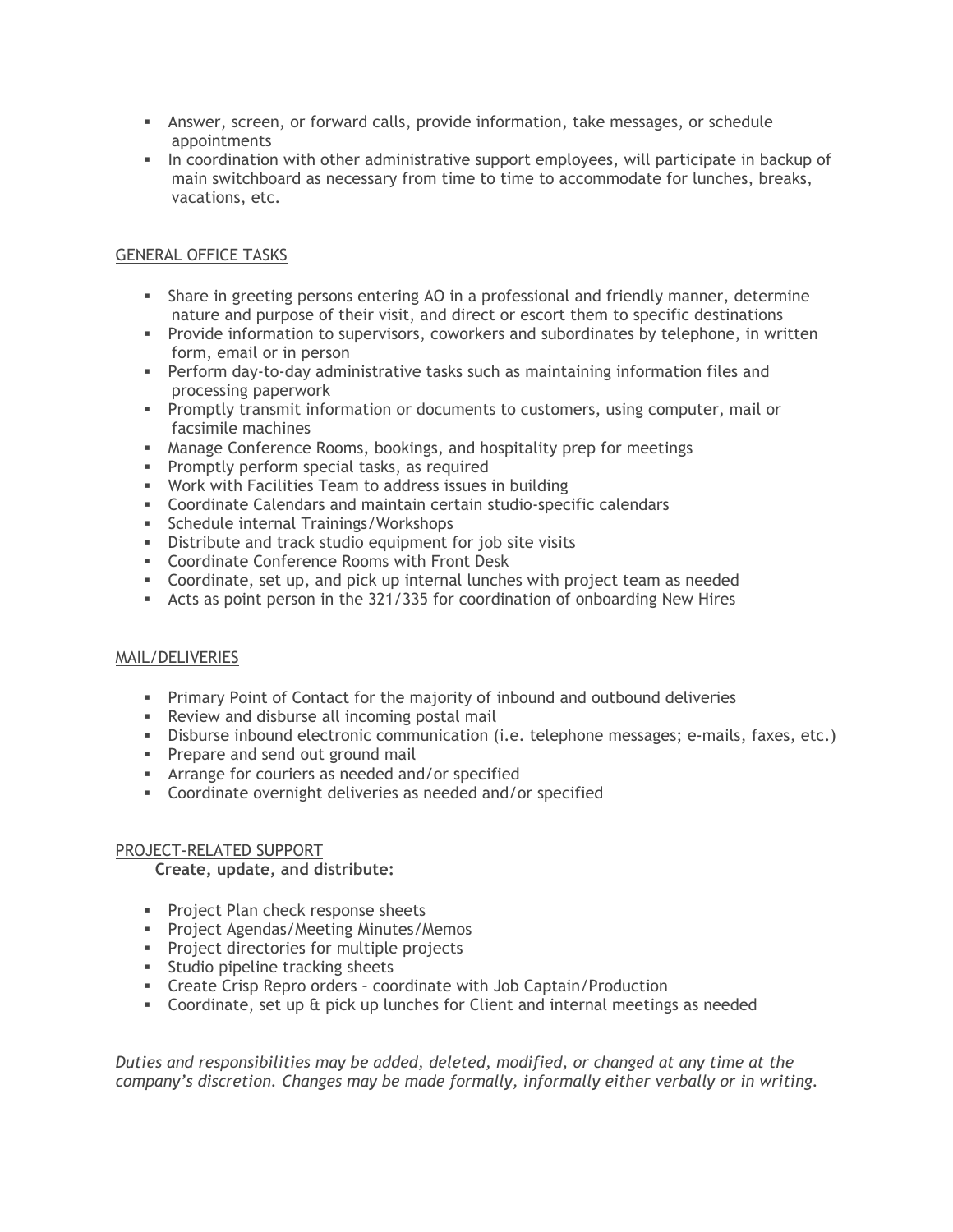- Answer, screen, or forward calls, provide information, take messages, or schedule appointments
- In coordination with other administrative support employees, will participate in backup of main switchboard as necessary from time to time to accommodate for lunches, breaks, vacations, etc.

<u>GENERAL OFFICE TASKS</u>

- Share in greeting persons entering AO in a professional and friendly manner, determine nature and purpose of their visit, and direct or escort them to specific destinations
- Provide information to supervisors, coworkers and subordinates by telephone, in written form, email or in person
- Perform day-to-day administrative tasks such as maintaining information files and processing paperwork
- Promptly transmit information or documents to customers, using computer, mail or facsimile machines
- Manage Conference Rooms, bookings, and hospitality prep for meetings
- Promptly perform special tasks, as required
- Work with Facilities Team to address issues in building
- Coordinate Calendars and maintain certain studio-specific calendars
- Schedule internal Trainings/Workshops
- Distribute and track studio equipment for job site visits
- Coordinate Conference Rooms with Front Desk
- Coordinate, set up, and pick up internal lunches with project team as needed
- Acts as point person in the 321/335 for coordination of onboarding New Hires

<u>MAIL/DELIVERIES</u>

- Primary Point of Contact for the majority of inbound and outbound deliveries
- Review and disburse all incoming postal mail
- Disburse inbound electronic communication (i.e. telephone messages; e-mails, faxes, etc.)
- Prepare and send out ground mail
- Arrange for couriers as needed and/or specified
- Coordinate overnight deliveries as needed and/or specified

<u>PROJECT-RELATED SUPPORT</u>

**Create, update, and distribute:**

- Project Plan check response sheets
- Project Agendas/Meeting Minutes/Memos
- Project directories for multiple projects
- Studio pipeline tracking sheets
- Create Crisp Repro orders – coordinate with Job Captain/Production
- Coordinate, set up & pick up lunches for Client and internal meetings as needed

*Duties and responsibilities may be added, deleted, modified, or changed at any time at the company's discretion. Changes may be made formally, informally either verbally or in writing.*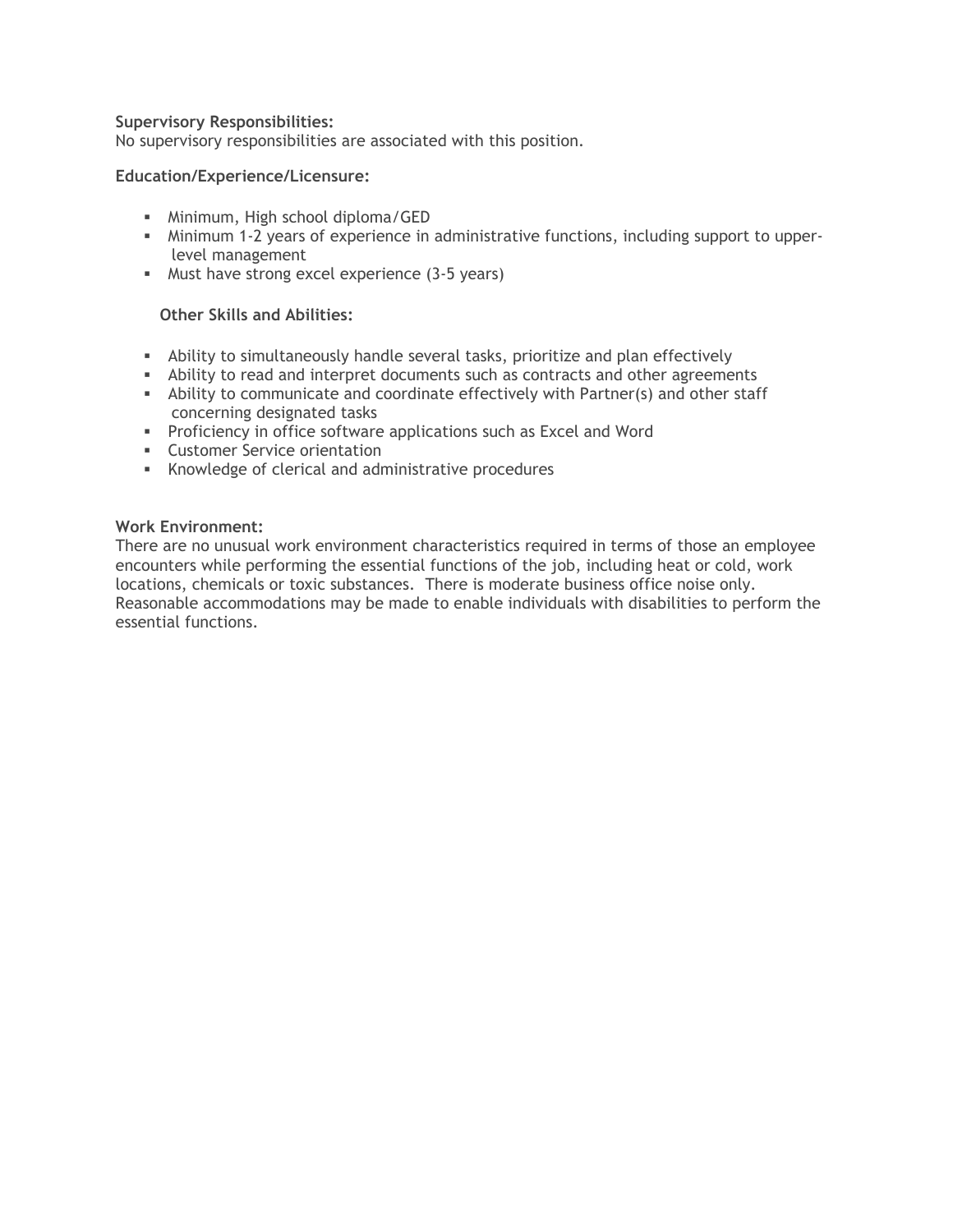**Supervisory Responsibilities:**
No supervisory responsibilities are associated with this position.

**Education/Experience/Licensure:**

- Minimum, High school diploma/GED
- Minimum 1-2 years of experience in administrative functions, including support to upper-level management
- Must have strong excel experience (3-5 years)

**Other Skills and Abilities:**

- Ability to simultaneously handle several tasks, prioritize and plan effectively
- Ability to read and interpret documents such as contracts and other agreements
- Ability to communicate and coordinate effectively with Partner(s) and other staff concerning designated tasks
- Proficiency in office software applications such as Excel and Word
- Customer Service orientation
- Knowledge of clerical and administrative procedures

**Work Environment:**
There are no unusual work environment characteristics required in terms of those an employee encounters while performing the essential functions of the job, including heat or cold, work locations, chemicals or toxic substances. There is moderate business office noise only. Reasonable accommodations may be made to enable individuals with disabilities to perform the essential functions.